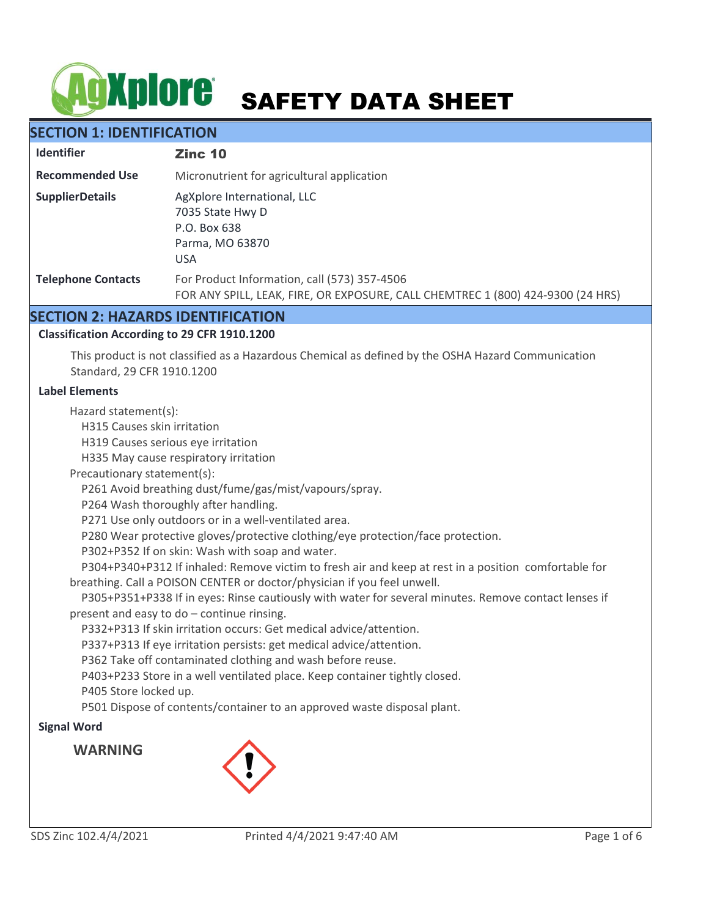# SAFETY DATA SHEET

## SECTION 1: IDENTIFICATION

| | |
|---|---|
| **Identifier** | **Zinc 10** |
| **Recommended Use** | Micronutrient for agricultural application |
| **SupplierDetails** | AgXplore International, LLC<br>7035 State Hwy D<br>P.O. Box 638<br>Parma, MO 63870<br>USA |
| **Telephone Contacts** | For Product Information, call (573) 357-4506<br>FOR ANY SPILL, LEAK, FIRE, OR EXPOSURE, CALL CHEMTREC 1 (800) 424-9300 (24 HRS) |

## SECTION 2: HAZARDS IDENTIFICATION

### Classification According to 29 CFR 1910.1200

This product is not classified as a Hazardous Chemical as defined by the OSHA Hazard Communication Standard, 29 CFR 1910.1200

### Label Elements

Hazard statement(s):

- H315 Causes skin irritation
- H319 Causes serious eye irritation
- H335 May cause respiratory irritation

Precautionary statement(s):

- P261 Avoid breathing dust/fume/gas/mist/vapours/spray.
- P264 Wash thoroughly after handling.
- P271 Use only outdoors or in a well-ventilated area.
- P280 Wear protective gloves/protective clothing/eye protection/face protection.
- P302+P352 If on skin: Wash with soap and water.
- P304+P340+P312 If inhaled: Remove victim to fresh air and keep at rest in a position comfortable for breathing. Call a POISON CENTER or doctor/physician if you feel unwell.
- P305+P351+P338 If in eyes: Rinse cautiously with water for several minutes. Remove contact lenses if present and easy to do – continue rinsing.
- P332+P313 If skin irritation occurs: Get medical advice/attention.
- P337+P313 If eye irritation persists: get medical advice/attention.
- P362 Take off contaminated clothing and wash before reuse.
- P403+P233 Store in a well ventilated place. Keep container tightly closed.
- P405 Store locked up.
- P501 Dispose of contents/container to an approved waste disposal plant.

### Signal Word

**WARNING**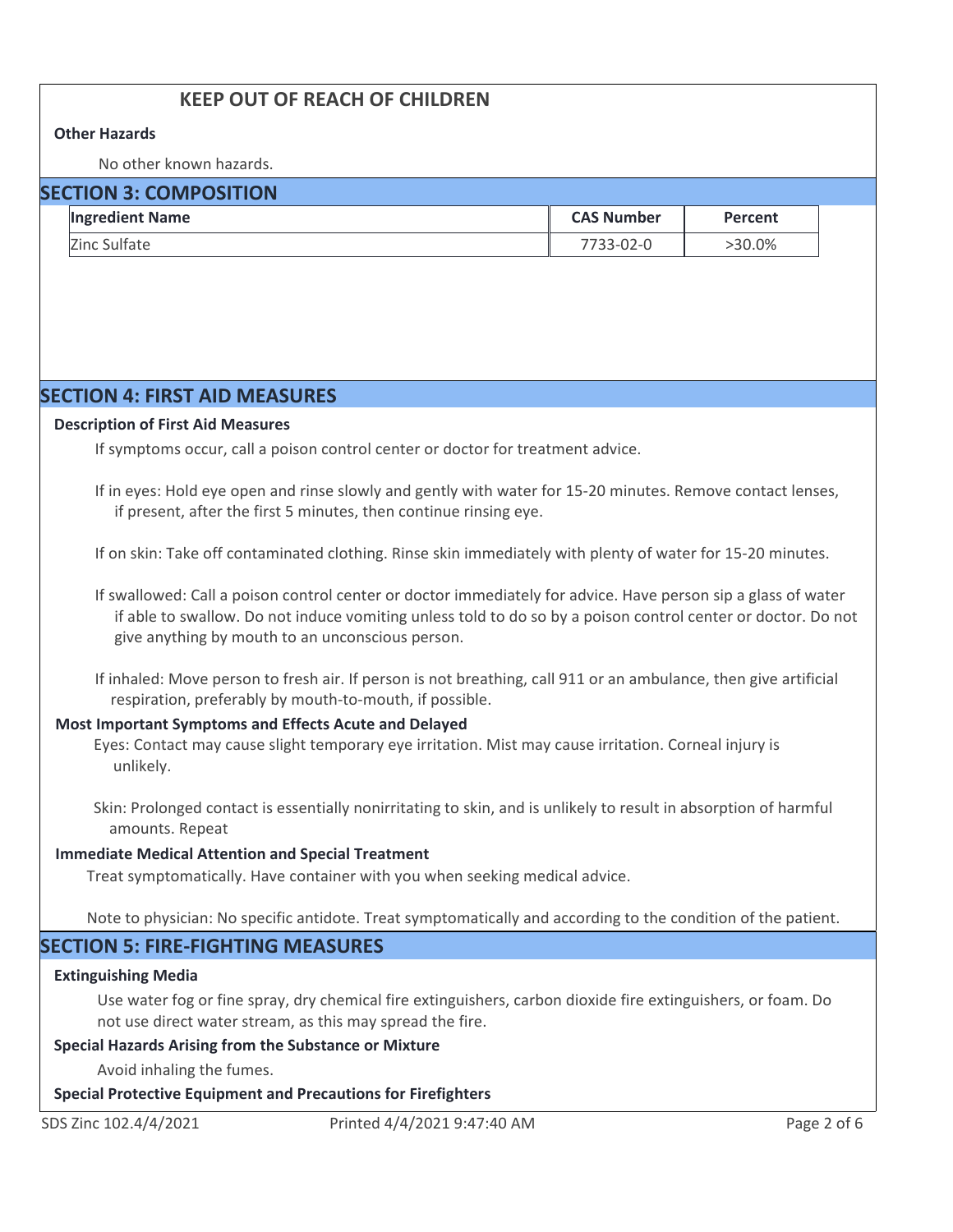## KEEP OUT OF REACH OF CHILDREN

**Other Hazards**

No other known hazards.

## SECTION 3: COMPOSITION

| Ingredient Name | CAS Number | Percent |
| --- | --- | --- |
| Zinc Sulfate | 7733-02-0 | >30.0% |

## SECTION 4: FIRST AID MEASURES

**Description of First Aid Measures**

If symptoms occur, call a poison control center or doctor for treatment advice.

If in eyes: Hold eye open and rinse slowly and gently with water for 15-20 minutes. Remove contact lenses, if present, after the first 5 minutes, then continue rinsing eye.

If on skin: Take off contaminated clothing. Rinse skin immediately with plenty of water for 15-20 minutes.

If swallowed: Call a poison control center or doctor immediately for advice. Have person sip a glass of water if able to swallow. Do not induce vomiting unless told to do so by a poison control center or doctor. Do not give anything by mouth to an unconscious person.

If inhaled: Move person to fresh air. If person is not breathing, call 911 or an ambulance, then give artificial respiration, preferably by mouth-to-mouth, if possible.

**Most Important Symptoms and Effects Acute and Delayed**

Eyes: Contact may cause slight temporary eye irritation. Mist may cause irritation. Corneal injury is unlikely.

Skin: Prolonged contact is essentially nonirritating to skin, and is unlikely to result in absorption of harmful amounts. Repeat

**Immediate Medical Attention and Special Treatment**

Treat symptomatically. Have container with you when seeking medical advice.

Note to physician: No specific antidote. Treat symptomatically and according to the condition of the patient.

## SECTION 5: FIRE-FIGHTING MEASURES

**Extinguishing Media**

Use water fog or fine spray, dry chemical fire extinguishers, carbon dioxide fire extinguishers, or foam. Do not use direct water stream, as this may spread the fire.

**Special Hazards Arising from the Substance or Mixture**

Avoid inhaling the fumes.

**Special Protective Equipment and Precautions for Firefighters**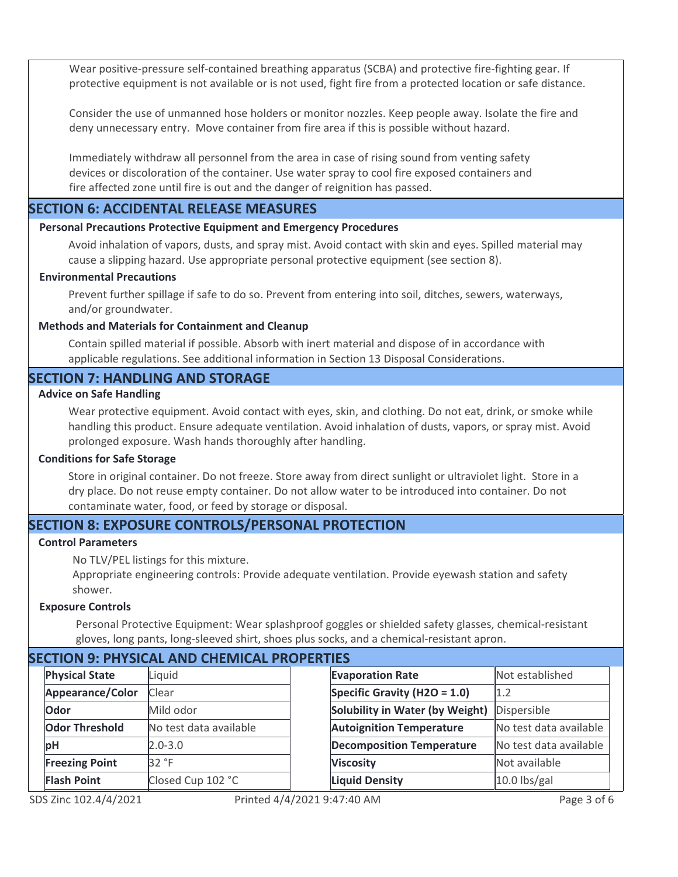Wear positive-pressure self-contained breathing apparatus (SCBA) and protective fire-fighting gear. If protective equipment is not available or is not used, fight fire from a protected location or safe distance.

Consider the use of unmanned hose holders or monitor nozzles. Keep people away. Isolate the fire and deny unnecessary entry. Move container from fire area if this is possible without hazard.

Immediately withdraw all personnel from the area in case of rising sound from venting safety devices or discoloration of the container. Use water spray to cool fire exposed containers and fire affected zone until fire is out and the danger of reignition has passed.

## SECTION 6: ACCIDENTAL RELEASE MEASURES

### Personal Precautions Protective Equipment and Emergency Procedures

Avoid inhalation of vapors, dusts, and spray mist. Avoid contact with skin and eyes. Spilled material may cause a slipping hazard. Use appropriate personal protective equipment (see section 8).

### Environmental Precautions

Prevent further spillage if safe to do so. Prevent from entering into soil, ditches, sewers, waterways, and/or groundwater.

### Methods and Materials for Containment and Cleanup

Contain spilled material if possible. Absorb with inert material and dispose of in accordance with applicable regulations. See additional information in Section 13 Disposal Considerations.

## SECTION 7: HANDLING AND STORAGE

### Advice on Safe Handling

Wear protective equipment. Avoid contact with eyes, skin, and clothing. Do not eat, drink, or smoke while handling this product. Ensure adequate ventilation. Avoid inhalation of dusts, vapors, or spray mist. Avoid prolonged exposure. Wash hands thoroughly after handling.

### Conditions for Safe Storage

Store in original container. Do not freeze. Store away from direct sunlight or ultraviolet light. Store in a dry place. Do not reuse empty container. Do not allow water to be introduced into container. Do not contaminate water, food, or feed by storage or disposal.

## SECTION 8: EXPOSURE CONTROLS/PERSONAL PROTECTION

### Control Parameters

No TLV/PEL listings for this mixture.
Appropriate engineering controls: Provide adequate ventilation. Provide eyewash station and safety shower.

### Exposure Controls

Personal Protective Equipment: Wear splashproof goggles or shielded safety glasses, chemical-resistant gloves, long pants, long-sleeved shirt, shoes plus socks, and a chemical-resistant apron.

## SECTION 9: PHYSICAL AND CHEMICAL PROPERTIES

| Property | Value |
|---|---|
| **Physical State** | Liquid |
| **Appearance/Color** | Clear |
| **Odor** | Mild odor |
| **Odor Threshold** | No test data available |
| **pH** | 2.0-3.0 |
| **Freezing Point** | 32 °F |
| **Flash Point** | Closed Cup 102 °C |

| Property | Value |
|---|---|
| **Evaporation Rate** | Not established |
| **Specific Gravity ($H_2O$ = 1.0)** | 1.2 |
| **Solubility in Water (by Weight)** | Dispersible |
| **Autoignition Temperature** | No test data available |
| **Decomposition Temperature** | No test data available |
| **Viscosity** | Not available |
| **Liquid Density** | 10.0 lbs/gal |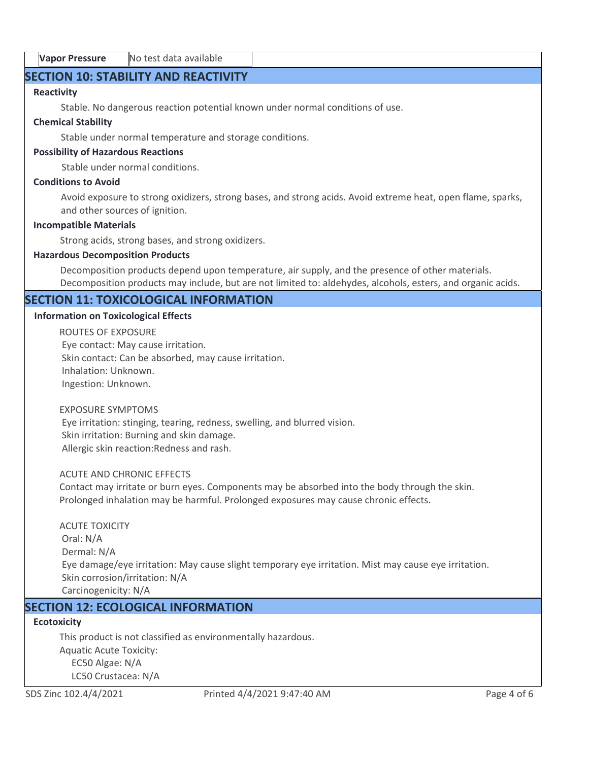| Vapor Pressure | No test data available |
|---|---|

## SECTION 10: STABILITY AND REACTIVITY

**Reactivity**

Stable. No dangerous reaction potential known under normal conditions of use.

**Chemical Stability**

Stable under normal temperature and storage conditions.

**Possibility of Hazardous Reactions**

Stable under normal conditions.

**Conditions to Avoid**

Avoid exposure to strong oxidizers, strong bases, and strong acids. Avoid extreme heat, open flame, sparks, and other sources of ignition.

**Incompatible Materials**

Strong acids, strong bases, and strong oxidizers.

**Hazardous Decomposition Products**

Decomposition products depend upon temperature, air supply, and the presence of other materials. Decomposition products may include, but are not limited to: aldehydes, alcohols, esters, and organic acids.

## SECTION 11: TOXICOLOGICAL INFORMATION

**Information on Toxicological Effects**

ROUTES OF EXPOSURE
Eye contact: May cause irritation.
Skin contact: Can be absorbed, may cause irritation.
Inhalation: Unknown.
Ingestion: Unknown.

EXPOSURE SYMPTOMS
Eye irritation: stinging, tearing, redness, swelling, and blurred vision.
Skin irritation: Burning and skin damage.
Allergic skin reaction:Redness and rash.

ACUTE AND CHRONIC EFFECTS
Contact may irritate or burn eyes. Components may be absorbed into the body through the skin.
Prolonged inhalation may be harmful. Prolonged exposures may cause chronic effects.

ACUTE TOXICITY
Oral: N/A
Dermal: N/A
Eye damage/eye irritation: May cause slight temporary eye irritation. Mist may cause eye irritation.
Skin corrosion/irritation: N/A
Carcinogenicity: N/A

## SECTION 12: ECOLOGICAL INFORMATION

**Ecotoxicity**

This product is not classified as environmentally hazardous.
Aquatic Acute Toxicity:
EC50 Algae: N/A
LC50 Crustacea: N/A

SDS Zinc 102.4/4/2021 Printed 4/4/2021 9:47:40 AM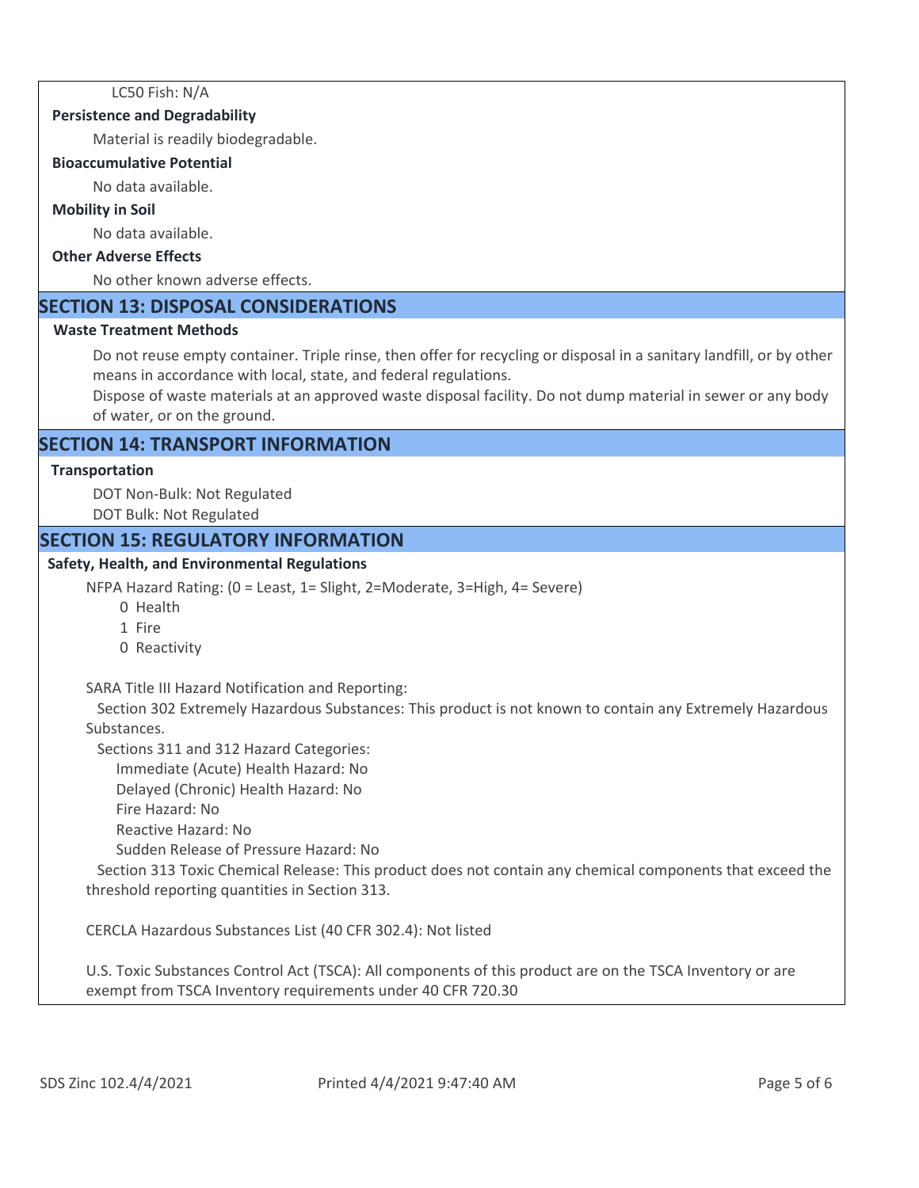LC50 Fish: N/A

**Persistence and Degradability**

Material is readily biodegradable.

**Bioaccumulative Potential**

No data available.

**Mobility in Soil**

No data available.

**Other Adverse Effects**

No other known adverse effects.

## SECTION 13: DISPOSAL CONSIDERATIONS

**Waste Treatment Methods**

Do not reuse empty container. Triple rinse, then offer for recycling or disposal in a sanitary landfill, or by other means in accordance with local, state, and federal regulations.

Dispose of waste materials at an approved waste disposal facility. Do not dump material in sewer or any body of water, or on the ground.

## SECTION 14: TRANSPORT INFORMATION

**Transportation**

DOT Non-Bulk: Not Regulated

DOT Bulk: Not Regulated

## SECTION 15: REGULATORY INFORMATION

**Safety, Health, and Environmental Regulations**

NFPA Hazard Rating: (0 = Least, 1= Slight, 2=Moderate, 3=High, 4= Severe)

- 0 Health
- 1 Fire
- 0 Reactivity

SARA Title III Hazard Notification and Reporting:

Section 302 Extremely Hazardous Substances: This product is not known to contain any Extremely Hazardous Substances.

Sections 311 and 312 Hazard Categories:

- Immediate (Acute) Health Hazard: No
- Delayed (Chronic) Health Hazard: No
- Fire Hazard: No
- Reactive Hazard: No
- Sudden Release of Pressure Hazard: No

Section 313 Toxic Chemical Release: This product does not contain any chemical components that exceed the threshold reporting quantities in Section 313.

CERCLA Hazardous Substances List (40 CFR 302.4): Not listed

U.S. Toxic Substances Control Act (TSCA): All components of this product are on the TSCA Inventory or are exempt from TSCA Inventory requirements under 40 CFR 720.30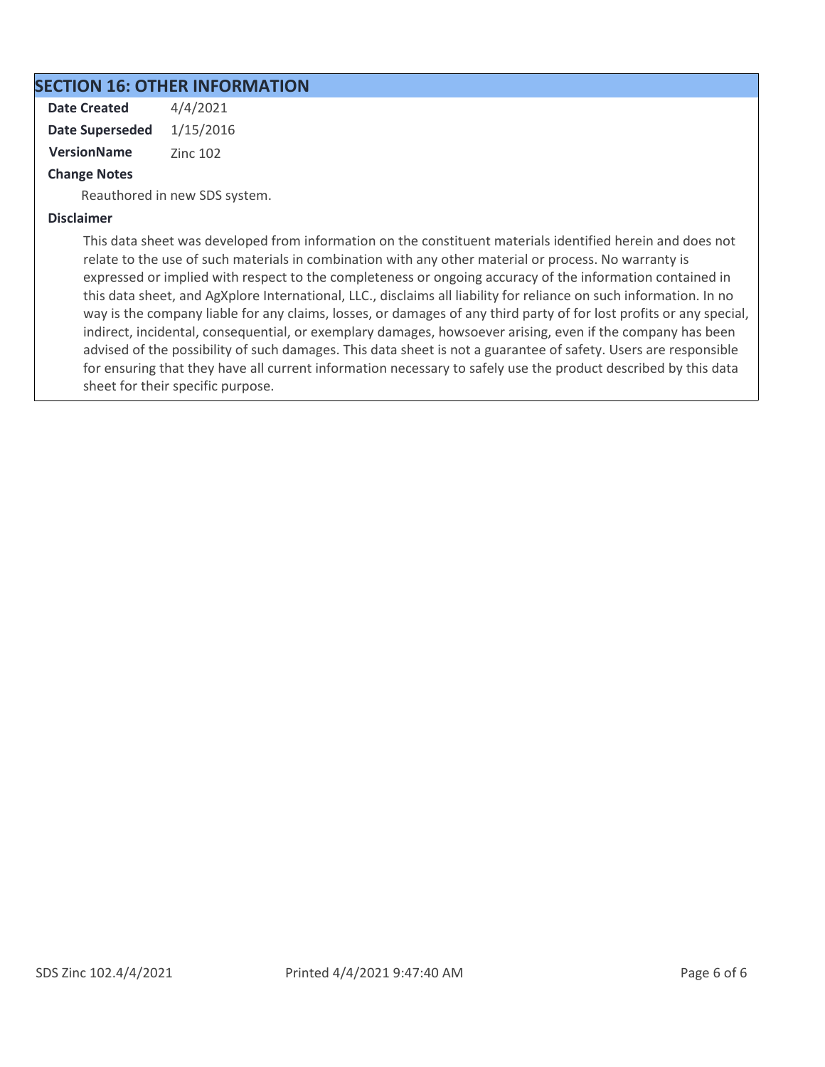## SECTION 16: OTHER INFORMATION

| | |
|---|---|
| **Date Created** | 4/4/2021 |
| **Date Superseded** | 1/15/2016 |
| **VersionName** | Zinc 102 |

**Change Notes**

Reauthored in new SDS system.

**Disclaimer**

This data sheet was developed from information on the constituent materials identified herein and does not relate to the use of such materials in combination with any other material or process. No warranty is expressed or implied with respect to the completeness or ongoing accuracy of the information contained in this data sheet, and AgXplore International, LLC., disclaims all liability for reliance on such information. In no way is the company liable for any claims, losses, or damages of any third party of for lost profits or any special, indirect, incidental, consequential, or exemplary damages, howsoever arising, even if the company has been advised of the possibility of such damages. This data sheet is not a guarantee of safety. Users are responsible for ensuring that they have all current information necessary to safely use the product described by this data sheet for their specific purpose.